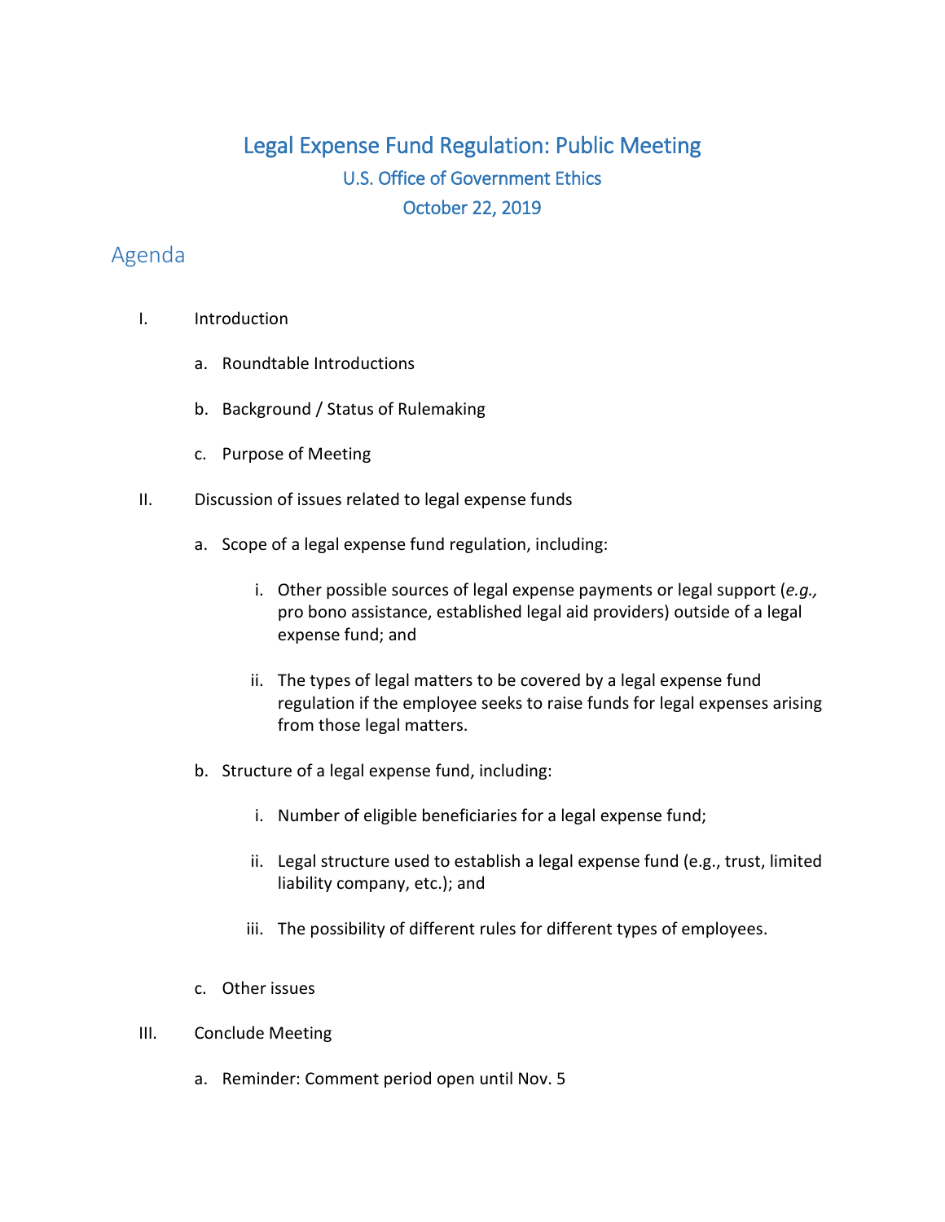# Legal Expense Fund Regulation: Public Meeting

U.S. Office of Government Ethics

October 22, 2019

## Agenda

I. Introduction

   a. Roundtable Introductions

   b. Background / Status of Rulemaking

   c. Purpose of Meeting

II. Discussion of issues related to legal expense funds

   a. Scope of a legal expense fund regulation, including:

      i. Other possible sources of legal expense payments or legal support (*e.g.,* pro bono assistance, established legal aid providers) outside of a legal expense fund; and

      ii. The types of legal matters to be covered by a legal expense fund regulation if the employee seeks to raise funds for legal expenses arising from those legal matters.

   b. Structure of a legal expense fund, including:

      i. Number of eligible beneficiaries for a legal expense fund;

      ii. Legal structure used to establish a legal expense fund (e.g., trust, limited liability company, etc.); and

      iii. The possibility of different rules for different types of employees.

   c. Other issues

III. Conclude Meeting

   a. Reminder: Comment period open until Nov. 5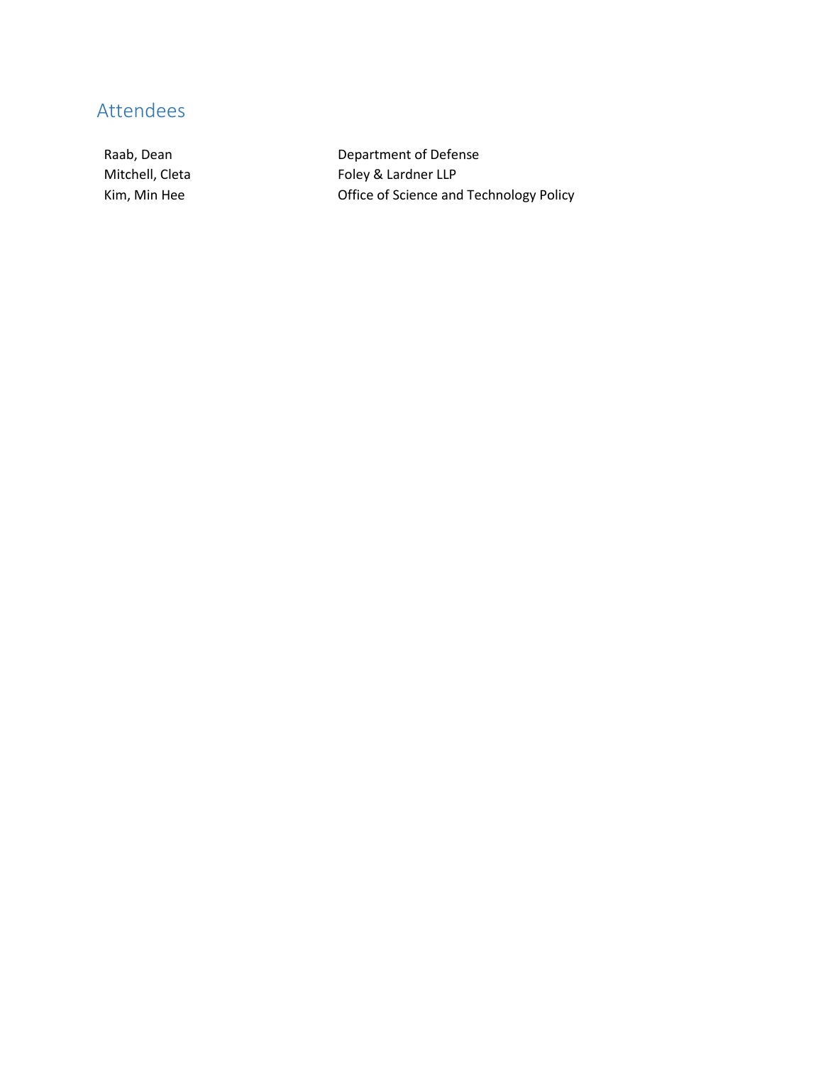## Attendees

| Name | Organization |
| --- | --- |
| Raab, Dean | Department of Defense |
| Mitchell, Cleta | Foley & Lardner LLP |
| Kim, Min Hee | Office of Science and Technology Policy |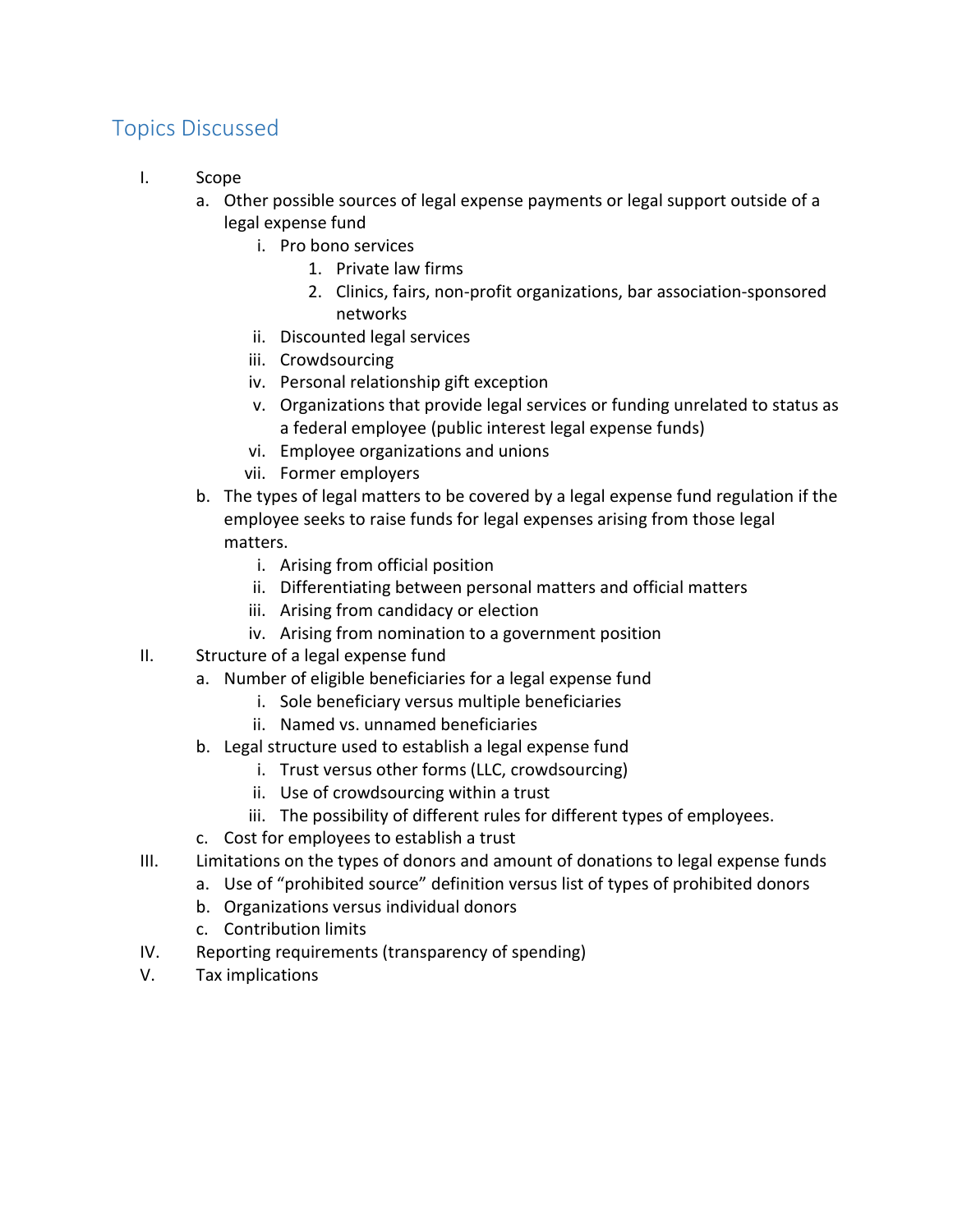## Topics Discussed

I. Scope
    a. Other possible sources of legal expense payments or legal support outside of a legal expense fund
        i. Pro bono services
            1. Private law firms
            2. Clinics, fairs, non-profit organizations, bar association-sponsored networks
        ii. Discounted legal services
        iii. Crowdsourcing
        iv. Personal relationship gift exception
        v. Organizations that provide legal services or funding unrelated to status as a federal employee (public interest legal expense funds)
        vi. Employee organizations and unions
        vii. Former employers
    b. The types of legal matters to be covered by a legal expense fund regulation if the employee seeks to raise funds for legal expenses arising from those legal matters.
        i. Arising from official position
        ii. Differentiating between personal matters and official matters
        iii. Arising from candidacy or election
        iv. Arising from nomination to a government position

II. Structure of a legal expense fund
    a. Number of eligible beneficiaries for a legal expense fund
        i. Sole beneficiary versus multiple beneficiaries
        ii. Named vs. unnamed beneficiaries
    b. Legal structure used to establish a legal expense fund
        i. Trust versus other forms (LLC, crowdsourcing)
        ii. Use of crowdsourcing within a trust
        iii. The possibility of different rules for different types of employees.
    c. Cost for employees to establish a trust

III. Limitations on the types of donors and amount of donations to legal expense funds
    a. Use of "prohibited source" definition versus list of types of prohibited donors
    b. Organizations versus individual donors
    c. Contribution limits

IV. Reporting requirements (transparency of spending)

V. Tax implications